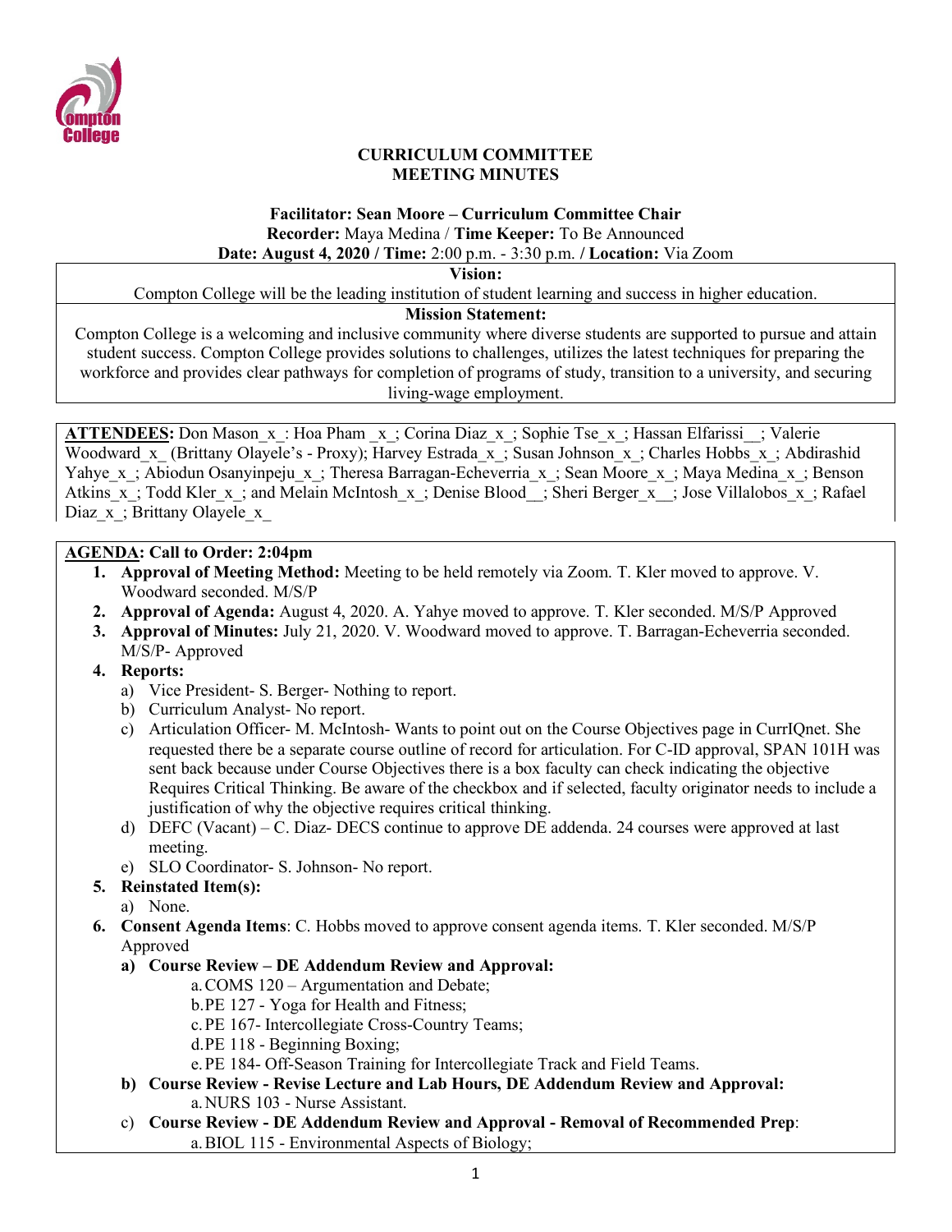**CURRICULUM COMMITTEE**
**MEETING MINUTES**

**Facilitator: Sean Moore – Curriculum Committee Chair**
**Recorder:** Maya Medina / **Time Keeper:** To Be Announced
**Date: August 4, 2020 / Time:** 2:00 p.m. - 3:30 p.m. **/ Location:** Via Zoom

**Vision:**
Compton College will be the leading institution of student learning and success in higher education.

**Mission Statement:**
Compton College is a welcoming and inclusive community where diverse students are supported to pursue and attain student success. Compton College provides solutions to challenges, utilizes the latest techniques for preparing the workforce and provides clear pathways for completion of programs of study, transition to a university, and securing living-wage employment.

**ATTENDEES:** Don Mason_x_: Hoa Pham _x_; Corina Diaz_x_; Sophie Tse_x_; Hassan Elfarissi__; Valerie Woodward_x_ (Brittany Olayele's - Proxy); Harvey Estrada_x_; Susan Johnson_x_; Charles Hobbs_x_; Abdirashid Yahye_x_; Abiodun Osanyinpeju_x_; Theresa Barragan-Echeverria_x_; Sean Moore_x_; Maya Medina_x_; Benson Atkins_x_; Todd Kler_x_; and Melain McIntosh_x_; Denise Blood__; Sheri Berger_x__; Jose Villalobos_x_; Rafael Diaz_x_; Brittany Olayele_x_

**AGENDA: Call to Order: 2:04pm**

1. **Approval of Meeting Method:** Meeting to be held remotely via Zoom. T. Kler moved to approve. V. Woodward seconded. M/S/P
2. **Approval of Agenda:** August 4, 2020. A. Yahye moved to approve. T. Kler seconded. M/S/P Approved
3. **Approval of Minutes:** July 21, 2020. V. Woodward moved to approve. T. Barragan-Echeverria seconded. M/S/P- Approved
4. **Reports:**
   a) Vice President- S. Berger- Nothing to report.
   b) Curriculum Analyst- No report.
   c) Articulation Officer- M. McIntosh- Wants to point out on the Course Objectives page in CurrIQnet. She requested there be a separate course outline of record for articulation. For C-ID approval, SPAN 101H was sent back because under Course Objectives there is a box faculty can check indicating the objective Requires Critical Thinking. Be aware of the checkbox and if selected, faculty originator needs to include a justification of why the objective requires critical thinking.
   d) DEFC (Vacant) – C. Diaz- DECS continue to approve DE addenda. 24 courses were approved at last meeting.
   e) SLO Coordinator- S. Johnson- No report.
5. **Reinstated Item(s):**
   a) None.
6. **Consent Agenda Items**: C. Hobbs moved to approve consent agenda items. T. Kler seconded. M/S/P Approved
   **a) Course Review – DE Addendum Review and Approval:**
      a. COMS 120 – Argumentation and Debate;
      b. PE 127 - Yoga for Health and Fitness;
      c. PE 167- Intercollegiate Cross-Country Teams;
      d. PE 118 - Beginning Boxing;
      e. PE 184- Off-Season Training for Intercollegiate Track and Field Teams.
   **b) Course Review - Revise Lecture and Lab Hours, DE Addendum Review and Approval:**
      a. NURS 103 - Nurse Assistant.
   c) **Course Review - DE Addendum Review and Approval - Removal of Recommended Prep**:
      a. BIOL 115 - Environmental Aspects of Biology;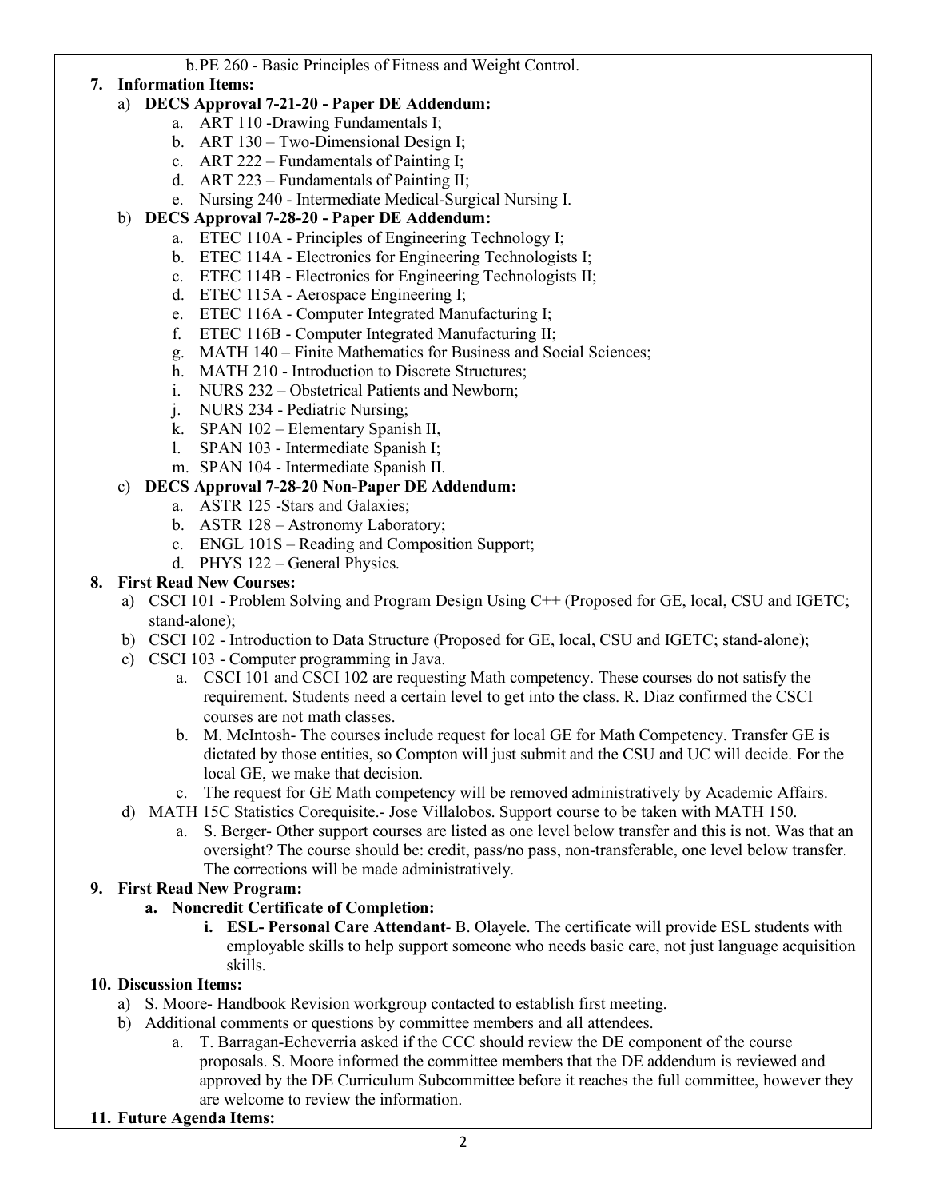b. PE 260 - Basic Principles of Fitness and Weight Control.

**7. Information Items:**

a) **DECS Approval 7-21-20 - Paper DE Addendum:**
   a. ART 110 -Drawing Fundamentals I;
   b. ART 130 – Two-Dimensional Design I;
   c. ART 222 – Fundamentals of Painting I;
   d. ART 223 – Fundamentals of Painting II;
   e. Nursing 240 - Intermediate Medical-Surgical Nursing I.

b) **DECS Approval 7-28-20 - Paper DE Addendum:**
   a. ETEC 110A - Principles of Engineering Technology I;
   b. ETEC 114A - Electronics for Engineering Technologists I;
   c. ETEC 114B - Electronics for Engineering Technologists II;
   d. ETEC 115A - Aerospace Engineering I;
   e. ETEC 116A - Computer Integrated Manufacturing I;
   f. ETEC 116B - Computer Integrated Manufacturing II;
   g. MATH 140 – Finite Mathematics for Business and Social Sciences;
   h. MATH 210 - Introduction to Discrete Structures;
   i. NURS 232 – Obstetrical Patients and Newborn;
   j. NURS 234 - Pediatric Nursing;
   k. SPAN 102 – Elementary Spanish II,
   l. SPAN 103 - Intermediate Spanish I;
   m. SPAN 104 - Intermediate Spanish II.

c) **DECS Approval 7-28-20 Non-Paper DE Addendum:**
   a. ASTR 125 -Stars and Galaxies;
   b. ASTR 128 – Astronomy Laboratory;
   c. ENGL 101S – Reading and Composition Support;
   d. PHYS 122 – General Physics.

**8. First Read New Courses:**

a) CSCI 101 - Problem Solving and Program Design Using C++ (Proposed for GE, local, CSU and IGETC; stand-alone);

b) CSCI 102 - Introduction to Data Structure (Proposed for GE, local, CSU and IGETC; stand-alone);

c) CSCI 103 - Computer programming in Java.
   a. CSCI 101 and CSCI 102 are requesting Math competency. These courses do not satisfy the requirement. Students need a certain level to get into the class. R. Diaz confirmed the CSCI courses are not math classes.
   b. M. McIntosh- The courses include request for local GE for Math Competency. Transfer GE is dictated by those entities, so Compton will just submit and the CSU and UC will decide. For the local GE, we make that decision.
   c. The request for GE Math competency will be removed administratively by Academic Affairs.

d) MATH 15C Statistics Corequisite.- Jose Villalobos. Support course to be taken with MATH 150.
   a. S. Berger- Other support courses are listed as one level below transfer and this is not. Was that an oversight? The course should be: credit, pass/no pass, non-transferable, one level below transfer. The corrections will be made administratively.

**9. First Read New Program:**

**a. Noncredit Certificate of Completion:**

**i. ESL- Personal Care Attendant**- B. Olayele. The certificate will provide ESL students with employable skills to help support someone who needs basic care, not just language acquisition skills.

**10. Discussion Items:**

a) S. Moore- Handbook Revision workgroup contacted to establish first meeting.

b) Additional comments or questions by committee members and all attendees.
   a. T. Barragan-Echeverria asked if the CCC should review the DE component of the course proposals. S. Moore informed the committee members that the DE addendum is reviewed and approved by the DE Curriculum Subcommittee before it reaches the full committee, however they are welcome to review the information.

**11. Future Agenda Items:**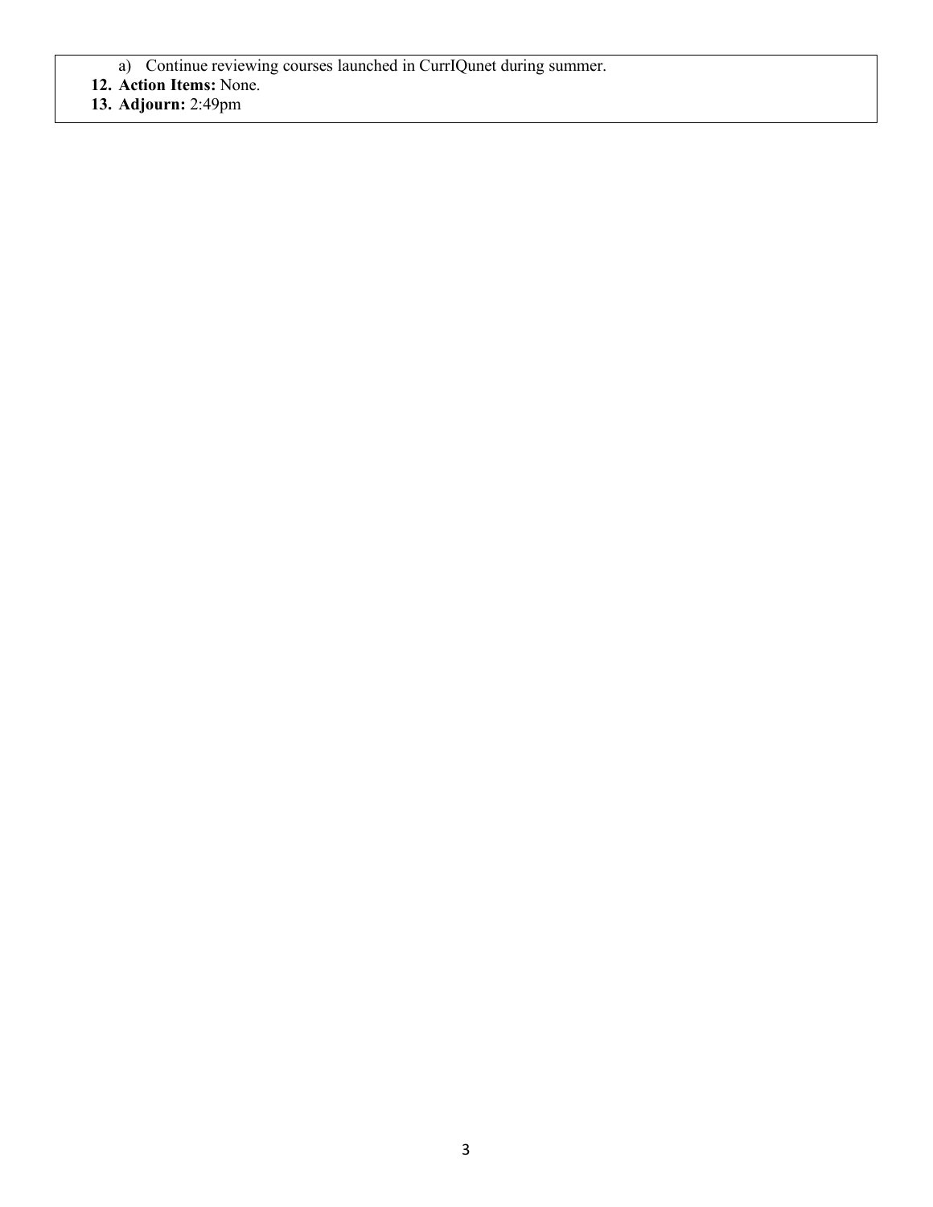a) Continue reviewing courses launched in CurrIQunet during summer.

12. **Action Items:** None.
13. **Adjourn:** 2:49pm